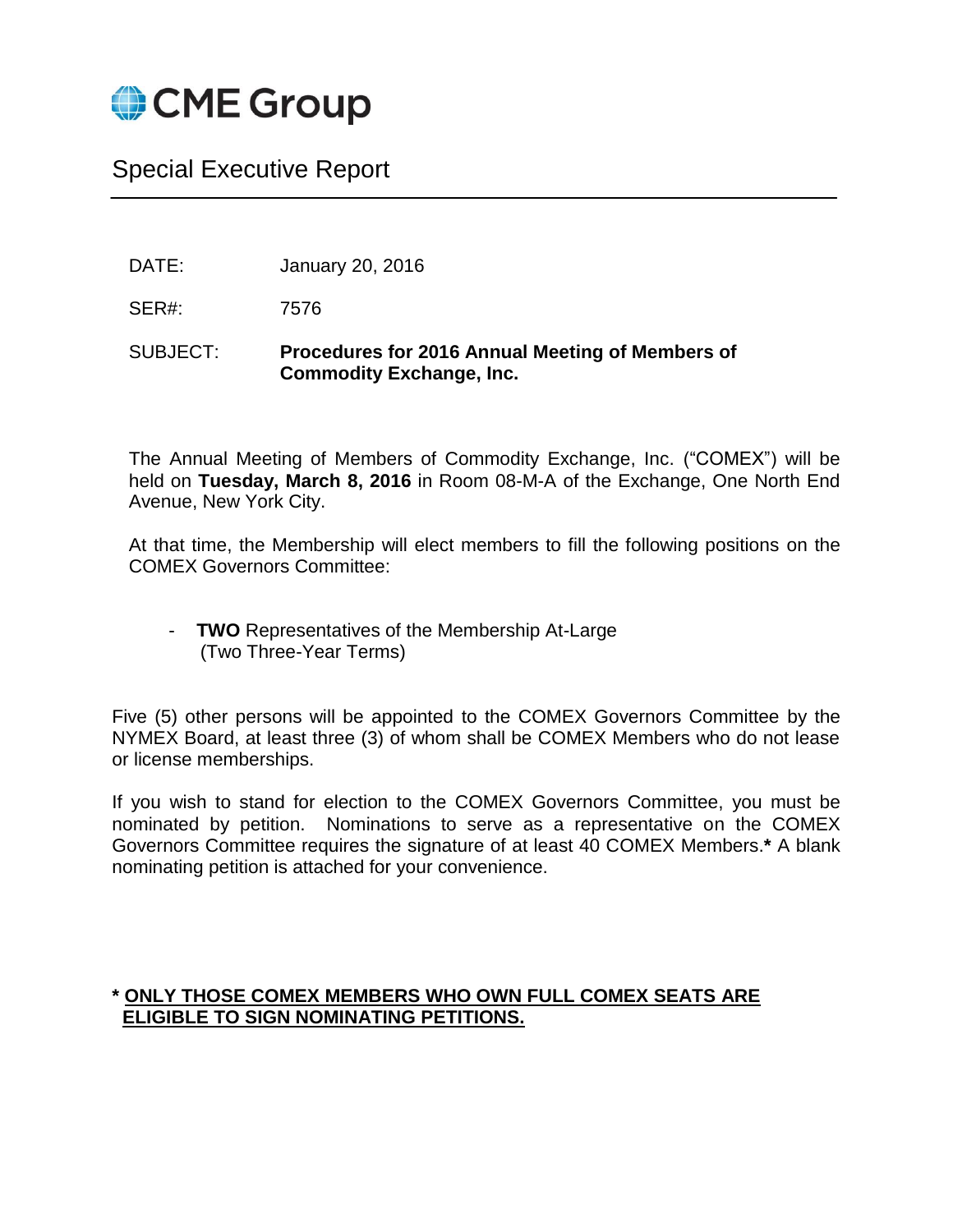CME Group

# Special Executive Report

DATE: January 20, 2016

SER#: 7576

SUBJECT: **Procedures for 2016 Annual Meeting of Members of Commodity Exchange, Inc.**

The Annual Meeting of Members of Commodity Exchange, Inc. ("COMEX") will be held on **Tuesday, March 8, 2016** in Room 08-M-A of the Exchange, One North End Avenue, New York City.

At that time, the Membership will elect members to fill the following positions on the COMEX Governors Committee:

- **TWO** Representatives of the Membership At-Large
  (Two Three-Year Terms)

Five (5) other persons will be appointed to the COMEX Governors Committee by the NYMEX Board, at least three (3) of whom shall be COMEX Members who do not lease or license memberships.

If you wish to stand for election to the COMEX Governors Committee, you must be nominated by petition. Nominations to serve as a representative on the COMEX Governors Committee requires the signature of at least 40 COMEX Members.**\*** A blank nominating petition is attached for your convenience.

**\* ONLY THOSE COMEX MEMBERS WHO OWN FULL COMEX SEATS ARE ELIGIBLE TO SIGN NOMINATING PETITIONS.**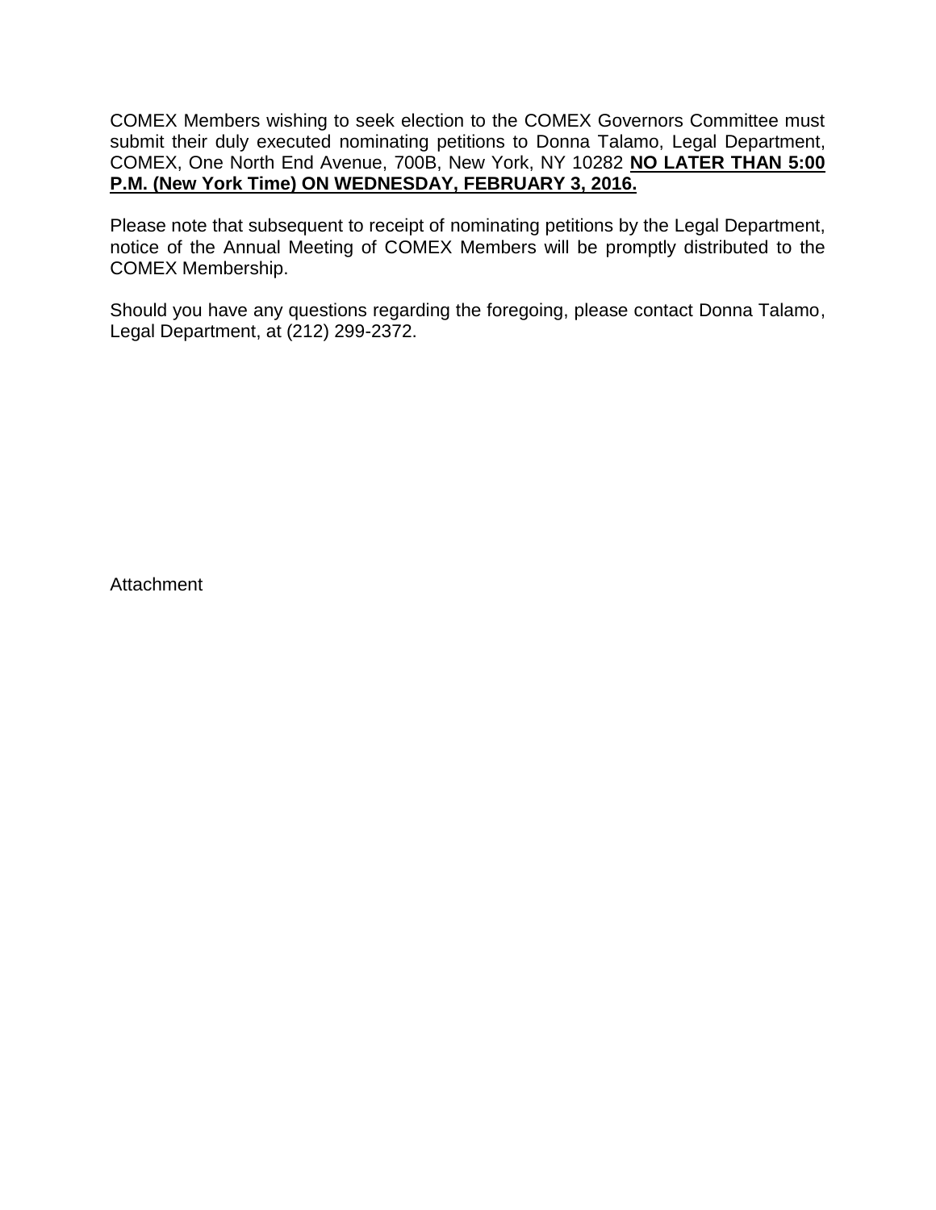COMEX Members wishing to seek election to the COMEX Governors Committee must submit their duly executed nominating petitions to Donna Talamo, Legal Department, COMEX, One North End Avenue, 700B, New York, NY 10282 **NO LATER THAN 5:00 P.M. (New York Time) ON WEDNESDAY, FEBRUARY 3, 2016.**

Please note that subsequent to receipt of nominating petitions by the Legal Department, notice of the Annual Meeting of COMEX Members will be promptly distributed to the COMEX Membership.

Should you have any questions regarding the foregoing, please contact Donna Talamo, Legal Department, at (212) 299-2372.

Attachment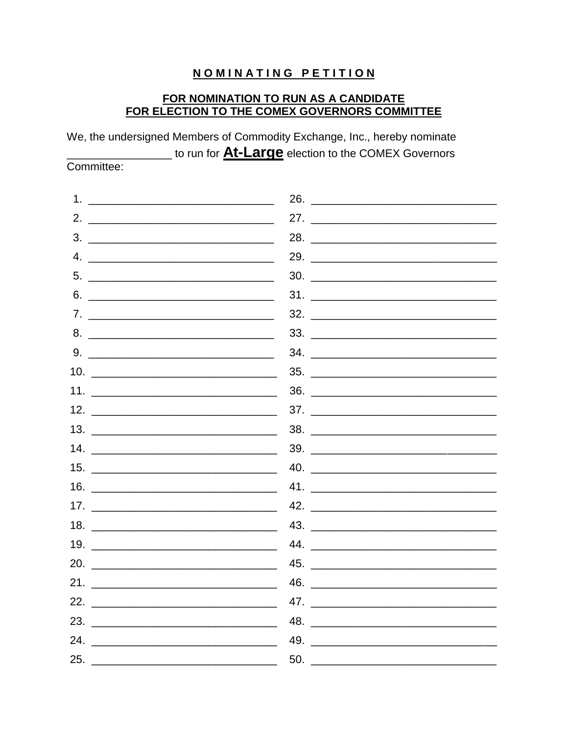# NOMINATING PETITION

## FOR NOMINATION TO RUN AS A CANDIDATE FOR ELECTION TO THE COMEX GOVERNORS COMMITTEE

We, the undersigned Members of Commodity Exchange, Inc., hereby nominate _________________ to run for **At-Large** election to the COMEX Governors Committee:

1. ______________________________
2. ______________________________
3. ______________________________
4. ______________________________
5. ______________________________
6. ______________________________
7. ______________________________
8. ______________________________
9. ______________________________
10. ______________________________
11. ______________________________
12. ______________________________
13. ______________________________
14. ______________________________
15. ______________________________
16. ______________________________
17. ______________________________
18. ______________________________
19. ______________________________
20. ______________________________
21. ______________________________
22. ______________________________
23. ______________________________
24. ______________________________
25. ______________________________
26. ______________________________
27. ______________________________
28. ______________________________
29. ______________________________
30. ______________________________
31. ______________________________
32. ______________________________
33. ______________________________
34. ______________________________
35. ______________________________
36. ______________________________
37. ______________________________
38. ______________________________
39. ______________________________
40. ______________________________
41. ______________________________
42. ______________________________
43. ______________________________
44. ______________________________
45. ______________________________
46. ______________________________
47. ______________________________
48. ______________________________
49. ______________________________
50. ______________________________